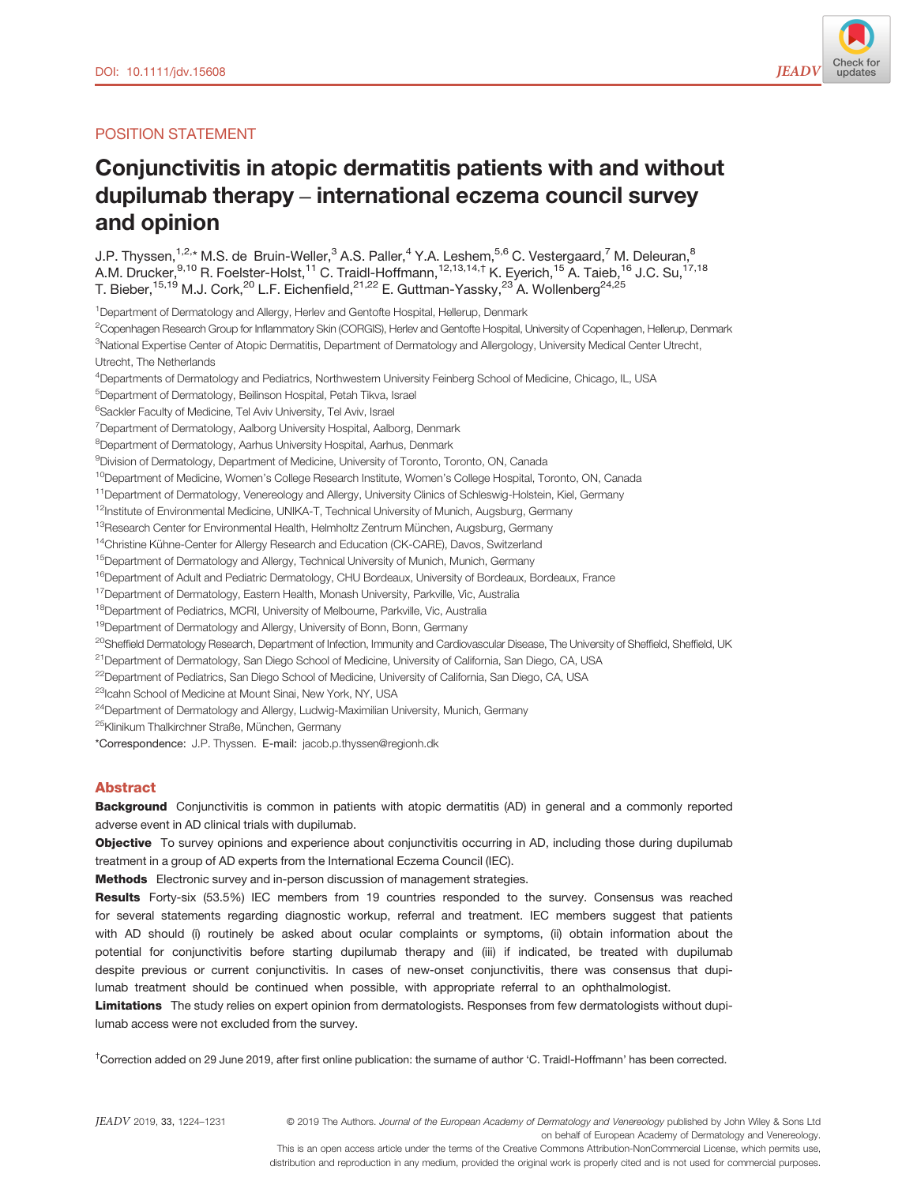DOI: 10.1111/jdv.15608

POSITION STATEMENT

# Conjunctivitis in atopic dermatitis patients with and without dupilumab therapy – international eczema council survey and opinion

J.P. Thyssen,[1,2,*] M.S. de Bruin-Weller,[3] A.S. Paller,[4] Y.A. Leshem,[5,6] C. Vestergaard,[7] M. Deleuran,[8] A.M. Drucker,[9,10] R. Foelster-Holst,[11] C. Traidl-Hoffmann,[12,13,14,†] K. Eyerich,[15] A. Taieb,[16] J.C. Su,[17,18] T. Bieber,[15,19] M.J. Cork,[20] L.F. Eichenfield,[21,22] E. Guttman-Yassky,[23] A. Wollenberg[24,25]

[1]Department of Dermatology and Allergy, Herlev and Gentofte Hospital, Hellerup, Denmark
[2]Copenhagen Research Group for Inflammatory Skin (CORGIS), Herlev and Gentofte Hospital, University of Copenhagen, Hellerup, Denmark
[3]National Expertise Center of Atopic Dermatitis, Department of Dermatology and Allergology, University Medical Center Utrecht, Utrecht, The Netherlands
[4]Departments of Dermatology and Pediatrics, Northwestern University Feinberg School of Medicine, Chicago, IL, USA
[5]Department of Dermatology, Beilinson Hospital, Petah Tikva, Israel
[6]Sackler Faculty of Medicine, Tel Aviv University, Tel Aviv, Israel
[7]Department of Dermatology, Aalborg University Hospital, Aalborg, Denmark
[8]Department of Dermatology, Aarhus University Hospital, Aarhus, Denmark
[9]Division of Dermatology, Department of Medicine, University of Toronto, Toronto, ON, Canada
[10]Department of Medicine, Women's College Research Institute, Women's College Hospital, Toronto, ON, Canada
[11]Department of Dermatology, Venereology and Allergy, University Clinics of Schleswig-Holstein, Kiel, Germany
[12]Institute of Environmental Medicine, UNIKA-T, Technical University of Munich, Augsburg, Germany
[13]Research Center for Environmental Health, Helmholtz Zentrum München, Augsburg, Germany
[14]Christine Kühne-Center for Allergy Research and Education (CK-CARE), Davos, Switzerland
[15]Department of Dermatology and Allergy, Technical University of Munich, Munich, Germany
[16]Department of Adult and Pediatric Dermatology, CHU Bordeaux, University of Bordeaux, Bordeaux, France
[17]Department of Dermatology, Eastern Health, Monash University, Parkville, Vic, Australia
[18]Department of Pediatrics, MCRI, University of Melbourne, Parkville, Vic, Australia
[19]Department of Dermatology and Allergy, University of Bonn, Bonn, Germany
[20]Sheffield Dermatology Research, Department of Infection, Immunity and Cardiovascular Disease, The University of Sheffield, Sheffield, UK
[21]Department of Dermatology, San Diego School of Medicine, University of California, San Diego, CA, USA
[22]Department of Pediatrics, San Diego School of Medicine, University of California, San Diego, CA, USA
[23]Icahn School of Medicine at Mount Sinai, New York, NY, USA
[24]Department of Dermatology and Allergy, Ludwig-Maximilian University, Munich, Germany
[25]Klinikum Thalkirchner Straße, München, Germany

*Correspondence: J.P. Thyssen. E-mail: jacob.p.thyssen@regionh.dk

## Abstract

**Background** Conjunctivitis is common in patients with atopic dermatitis (AD) in general and a commonly reported adverse event in AD clinical trials with dupilumab.

**Objective** To survey opinions and experience about conjunctivitis occurring in AD, including those during dupilumab treatment in a group of AD experts from the International Eczema Council (IEC).

**Methods** Electronic survey and in-person discussion of management strategies.

**Results** Forty-six (53.5%) IEC members from 19 countries responded to the survey. Consensus was reached for several statements regarding diagnostic workup, referral and treatment. IEC members suggest that patients with AD should (i) routinely be asked about ocular complaints or symptoms, (ii) obtain information about the potential for conjunctivitis before starting dupilumab therapy and (iii) if indicated, be treated with dupilumab despite previous or current conjunctivitis. In cases of new-onset conjunctivitis, there was consensus that dupilumab treatment should be continued when possible, with appropriate referral to an ophthalmologist.

**Limitations** The study relies on expert opinion from dermatologists. Responses from few dermatologists without dupilumab access were not excluded from the survey.

†Correction added on 29 June 2019, after first online publication: the surname of author 'C. Traidl-Hoffmann' has been corrected.

© 2019 The Authors. *Journal of the European Academy of Dermatology and Venereology* published by John Wiley & Sons Ltd on behalf of European Academy of Dermatology and Venereology.
This is an open access article under the terms of the Creative Commons Attribution-NonCommercial License, which permits use, distribution and reproduction in any medium, provided the original work is properly cited and is not used for commercial purposes.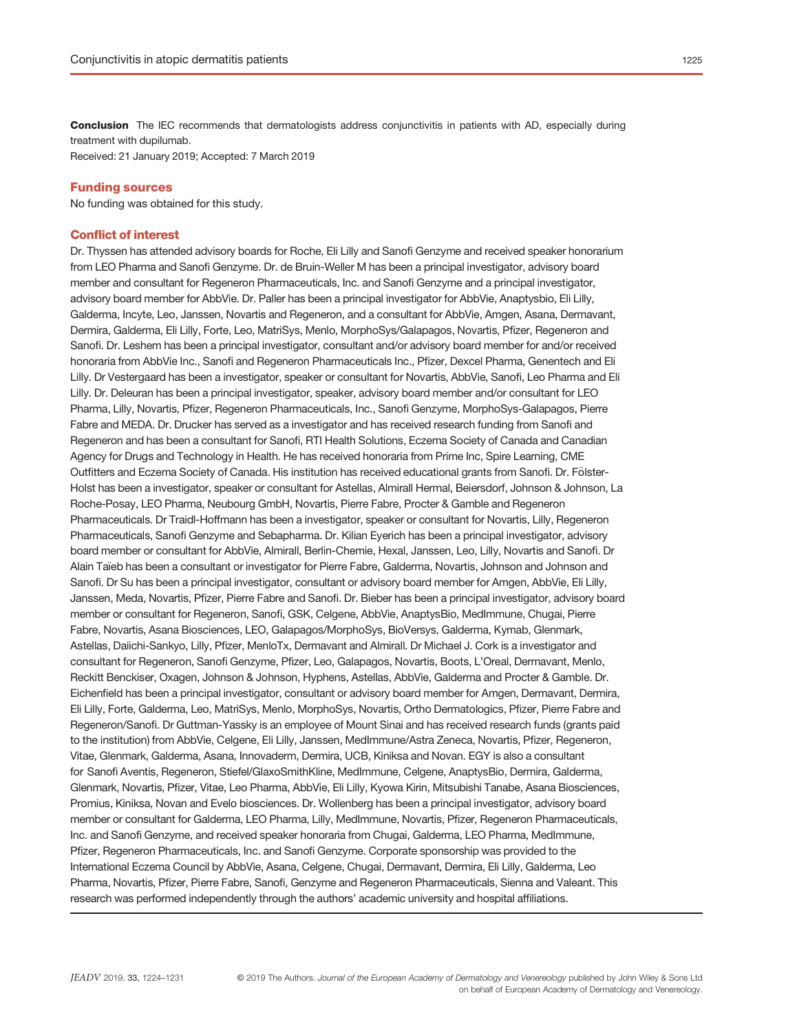**Conclusion** The IEC recommends that dermatologists address conjunctivitis in patients with AD, especially during treatment with dupilumab.

Received: 21 January 2019; Accepted: 7 March 2019

## Funding sources

No funding was obtained for this study.

## Conflict of interest

Dr. Thyssen has attended advisory boards for Roche, Eli Lilly and Sanofi Genzyme and received speaker honorarium from LEO Pharma and Sanofi Genzyme. Dr. de Bruin-Weller M has been a principal investigator, advisory board member and consultant for Regeneron Pharmaceuticals, Inc. and Sanofi Genzyme and a principal investigator, advisory board member for AbbVie. Dr. Paller has been a principal investigator for AbbVie, Anaptysbio, Eli Lilly, Galderma, Incyte, Leo, Janssen, Novartis and Regeneron, and a consultant for AbbVie, Amgen, Asana, Dermavant, Dermira, Galderma, Eli Lilly, Forte, Leo, MatriSys, Menlo, MorphoSys/Galapagos, Novartis, Pfizer, Regeneron and Sanofi. Dr. Leshem has been a principal investigator, consultant and/or advisory board member for and/or received honoraria from AbbVie Inc., Sanofi and Regeneron Pharmaceuticals Inc., Pfizer, Dexcel Pharma, Genentech and Eli Lilly. Dr Vestergaard has been a investigator, speaker or consultant for Novartis, AbbVie, Sanofi, Leo Pharma and Eli Lilly. Dr. Deleuran has been a principal investigator, speaker, advisory board member and/or consultant for LEO Pharma, Lilly, Novartis, Pfizer, Regeneron Pharmaceuticals, Inc., Sanofi Genzyme, MorphoSys-Galapagos, Pierre Fabre and MEDA. Dr. Drucker has served as a investigator and has received research funding from Sanofi and Regeneron and has been a consultant for Sanofi, RTI Health Solutions, Eczema Society of Canada and Canadian Agency for Drugs and Technology in Health. He has received honoraria from Prime Inc, Spire Learning, CME Outfitters and Eczema Society of Canada. His institution has received educational grants from Sanofi. Dr. Fölster-Holst has been a investigator, speaker or consultant for Astellas, Almirall Hermal, Beiersdorf, Johnson & Johnson, La Roche-Posay, LEO Pharma, Neubourg GmbH, Novartis, Pierre Fabre, Procter & Gamble and Regeneron Pharmaceuticals. Dr Traidl-Hoffmann has been a investigator, speaker or consultant for Novartis, Lilly, Regeneron Pharmaceuticals, Sanofi Genzyme and Sebapharma. Dr. Kilian Eyerich has been a principal investigator, advisory board member or consultant for AbbVie, Almirall, Berlin-Chemie, Hexal, Janssen, Leo, Lilly, Novartis and Sanofi. Dr Alain Taïeb has been a consultant or investigator for Pierre Fabre, Galderma, Novartis, Johnson and Johnson and Sanofi. Dr Su has been a principal investigator, consultant or advisory board member for Amgen, AbbVie, Eli Lilly, Janssen, Meda, Novartis, Pfizer, Pierre Fabre and Sanofi. Dr. Bieber has been a principal investigator, advisory board member or consultant for Regeneron, Sanofi, GSK, Celgene, AbbVie, AnaptysBio, MedImmune, Chugai, Pierre Fabre, Novartis, Asana Biosciences, LEO, Galapagos/MorphoSys, BioVersys, Galderma, Kymab, Glenmark, Astellas, Daiichi-Sankyo, Lilly, Pfizer, MenloTx, Dermavant and Almirall. Dr Michael J. Cork is a investigator and consultant for Regeneron, Sanofi Genzyme, Pfizer, Leo, Galapagos, Novartis, Boots, L'Oreal, Dermavant, Menlo, Reckitt Benckiser, Oxagen, Johnson & Johnson, Hyphens, Astellas, AbbVie, Galderma and Procter & Gamble. Dr. Eichenfield has been a principal investigator, consultant or advisory board member for Amgen, Dermavant, Dermira, Eli Lilly, Forte, Galderma, Leo, MatriSys, Menlo, MorphoSys, Novartis, Ortho Dermatologics, Pfizer, Pierre Fabre and Regeneron/Sanofi. Dr Guttman-Yassky is an employee of Mount Sinai and has received research funds (grants paid to the institution) from AbbVie, Celgene, Eli Lilly, Janssen, MedImmune/Astra Zeneca, Novartis, Pfizer, Regeneron, Vitae, Glenmark, Galderma, Asana, Innovaderm, Dermira, UCB, Kiniksa and Novan. EGY is also a consultant for Sanofi Aventis, Regeneron, Stiefel/GlaxoSmithKline, MedImmune, Celgene, AnaptysBio, Dermira, Galderma, Glenmark, Novartis, Pfizer, Vitae, Leo Pharma, AbbVie, Eli Lilly, Kyowa Kirin, Mitsubishi Tanabe, Asana Biosciences, Promius, Kiniksa, Novan and Evelo biosciences. Dr. Wollenberg has been a principal investigator, advisory board member or consultant for Galderma, LEO Pharma, Lilly, MedImmune, Novartis, Pfizer, Regeneron Pharmaceuticals, Inc. and Sanofi Genzyme, and received speaker honoraria from Chugai, Galderma, LEO Pharma, MedImmune, Pfizer, Regeneron Pharmaceuticals, Inc. and Sanofi Genzyme. Corporate sponsorship was provided to the International Eczema Council by AbbVie, Asana, Celgene, Chugai, Dermavant, Dermira, Eli Lilly, Galderma, Leo Pharma, Novartis, Pfizer, Pierre Fabre, Sanofi, Genzyme and Regeneron Pharmaceuticals, Sienna and Valeant. This research was performed independently through the authors' academic university and hospital affiliations.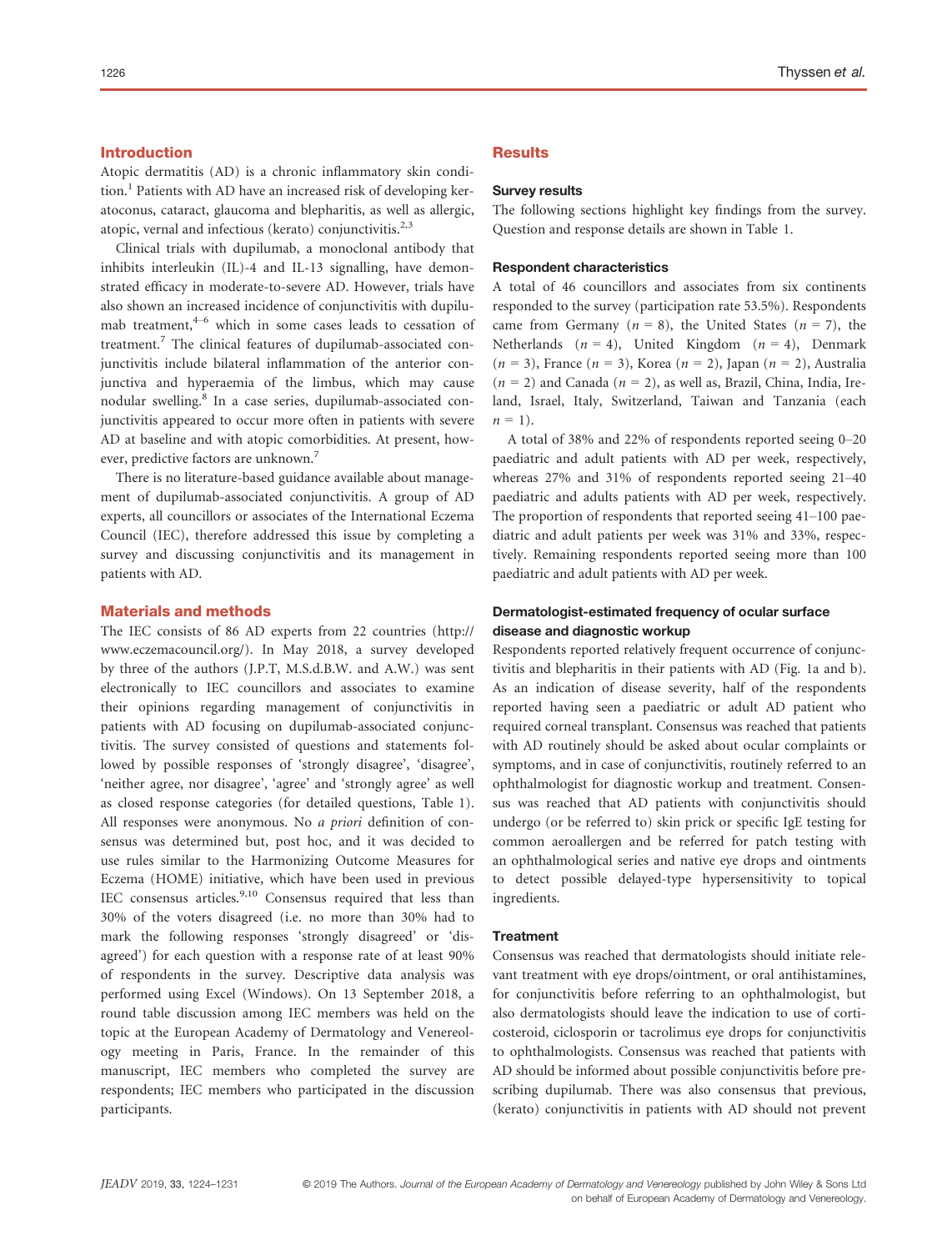## Introduction

Atopic dermatitis (AD) is a chronic inflammatory skin condition.[1] Patients with AD have an increased risk of developing keratoconus, cataract, glaucoma and blepharitis, as well as allergic, atopic, vernal and infectious (kerato) conjunctivitis.[2,3]

Clinical trials with dupilumab, a monoclonal antibody that inhibits interleukin (IL)-4 and IL-13 signalling, have demonstrated efficacy in moderate-to-severe AD. However, trials have also shown an increased incidence of conjunctivitis with dupilumab treatment,[4–6] which in some cases leads to cessation of treatment.[7] The clinical features of dupilumab-associated conjunctivitis include bilateral inflammation of the anterior conjunctiva and hyperaemia of the limbus, which may cause nodular swelling.[8] In a case series, dupilumab-associated conjunctivitis appeared to occur more often in patients with severe AD at baseline and with atopic comorbidities. At present, however, predictive factors are unknown.[7]

There is no literature-based guidance available about management of dupilumab-associated conjunctivitis. A group of AD experts, all councillors or associates of the International Eczema Council (IEC), therefore addressed this issue by completing a survey and discussing conjunctivitis and its management in patients with AD.

## Materials and methods

The IEC consists of 86 AD experts from 22 countries (http://www.eczemacouncil.org/). In May 2018, a survey developed by three of the authors (J.P.T, M.S.d.B.W. and A.W.) was sent electronically to IEC councillors and associates to examine their opinions regarding management of conjunctivitis in patients with AD focusing on dupilumab-associated conjunctivitis. The survey consisted of questions and statements followed by possible responses of 'strongly disagree', 'disagree', 'neither agree, nor disagree', 'agree' and 'strongly agree' as well as closed response categories (for detailed questions, Table 1). All responses were anonymous. No *a priori* definition of consensus was determined but, post hoc, and it was decided to use rules similar to the Harmonizing Outcome Measures for Eczema (HOME) initiative, which have been used in previous IEC consensus articles.[9,10] Consensus required that less than 30% of the voters disagreed (i.e. no more than 30% had to mark the following responses 'strongly disagreed' or 'disagreed') for each question with a response rate of at least 90% of respondents in the survey. Descriptive data analysis was performed using Excel (Windows). On 13 September 2018, a round table discussion among IEC members was held on the topic at the European Academy of Dermatology and Venereology meeting in Paris, France. In the remainder of this manuscript, IEC members who completed the survey are respondents; IEC members who participated in the discussion participants.

## Results

### Survey results

The following sections highlight key findings from the survey. Question and response details are shown in Table 1.

### Respondent characteristics

A total of 46 councillors and associates from six continents responded to the survey (participation rate 53.5%). Respondents came from Germany ($n = 8$), the United States ($n = 7$), the Netherlands ($n = 4$), United Kingdom ($n = 4$), Denmark ($n = 3$), France ($n = 3$), Korea ($n = 2$), Japan ($n = 2$), Australia ($n = 2$) and Canada ($n = 2$), as well as, Brazil, China, India, Ireland, Israel, Italy, Switzerland, Taiwan and Tanzania (each $n = 1$).

A total of 38% and 22% of respondents reported seeing 0–20 paediatric and adult patients with AD per week, respectively, whereas 27% and 31% of respondents reported seeing 21–40 paediatric and adults patients with AD per week, respectively. The proportion of respondents that reported seeing 41–100 paediatric and adult patients per week was 31% and 33%, respectively. Remaining respondents reported seeing more than 100 paediatric and adult patients with AD per week.

### Dermatologist-estimated frequency of ocular surface disease and diagnostic workup

Respondents reported relatively frequent occurrence of conjunctivitis and blepharitis in their patients with AD (Fig. 1a and b). As an indication of disease severity, half of the respondents reported having seen a paediatric or adult AD patient who required corneal transplant. Consensus was reached that patients with AD routinely should be asked about ocular complaints or symptoms, and in case of conjunctivitis, routinely referred to an ophthalmologist for diagnostic workup and treatment. Consensus was reached that AD patients with conjunctivitis should undergo (or be referred to) skin prick or specific IgE testing for common aeroallergen and be referred for patch testing with an ophthalmological series and native eye drops and ointments to detect possible delayed-type hypersensitivity to topical ingredients.

### Treatment

Consensus was reached that dermatologists should initiate relevant treatment with eye drops/ointment, or oral antihistamines, for conjunctivitis before referring to an ophthalmologist, but also dermatologists should leave the indication to use of corticosteroid, ciclosporin or tacrolimus eye drops for conjunctivitis to ophthalmologists. Consensus was reached that patients with AD should be informed about possible conjunctivitis before prescribing dupilumab. There was also consensus that previous, (kerato) conjunctivitis in patients with AD should not prevent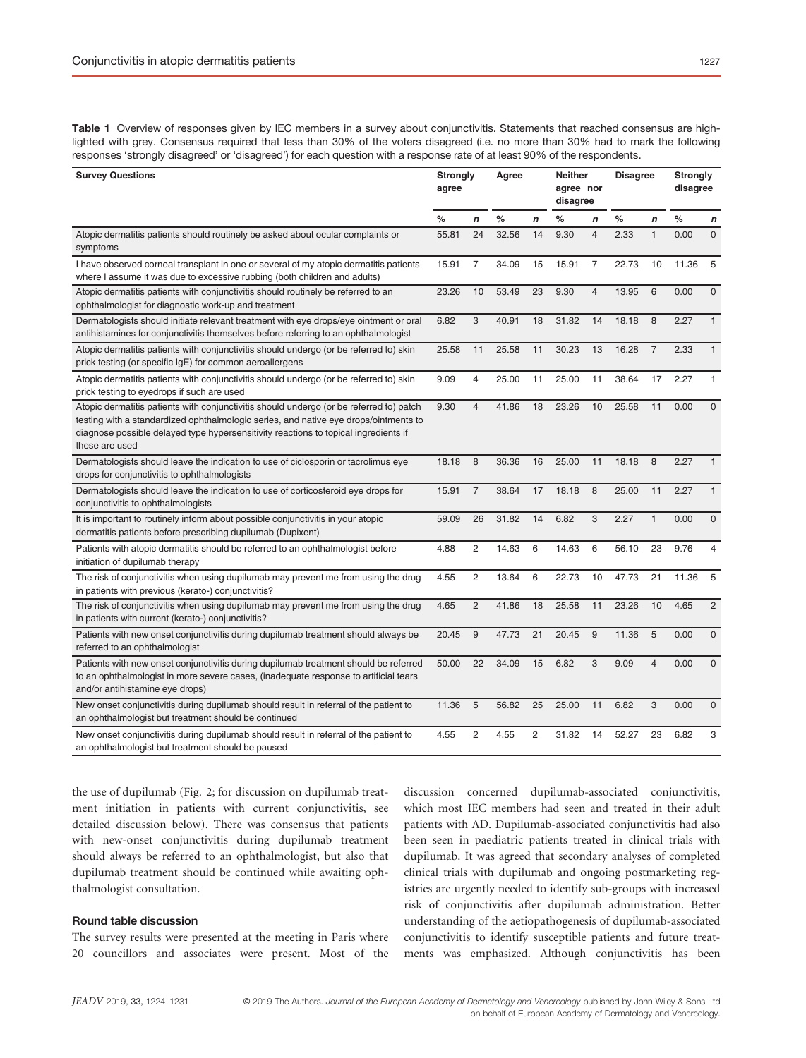**Table 1** Overview of responses given by IEC members in a survey about conjunctivitis. Statements that reached consensus are highlighted with grey. Consensus required that less than 30% of the voters disagreed (i.e. no more than 30% had to mark the following responses 'strongly disagreed' or 'disagreed') for each question with a response rate of at least 90% of the respondents.

| Survey Questions | Strongly agree | | Agree | | Neither agree nor disagree | | Disagree | | Strongly disagree | |
|---|---|---|---|---|---|---|---|---|---|---|
| | % | n | % | n | % | n | % | n | % | n |
| Atopic dermatitis patients should routinely be asked about ocular complaints or symptoms | 55.81 | 24 | 32.56 | 14 | 9.30 | 4 | 2.33 | 1 | 0.00 | 0 |
| I have observed corneal transplant in one or several of my atopic dermatitis patients where I assume it was due to excessive rubbing (both children and adults) | 15.91 | 7 | 34.09 | 15 | 15.91 | 7 | 22.73 | 10 | 11.36 | 5 |
| Atopic dermatitis patients with conjunctivitis should routinely be referred to an ophthalmologist for diagnostic work-up and treatment | 23.26 | 10 | 53.49 | 23 | 9.30 | 4 | 13.95 | 6 | 0.00 | 0 |
| Dermatologists should initiate relevant treatment with eye drops/eye ointment or oral antihistamines for conjunctivitis themselves before referring to an ophthalmologist | 6.82 | 3 | 40.91 | 18 | 31.82 | 14 | 18.18 | 8 | 2.27 | 1 |
| Atopic dermatitis patients with conjunctivitis should undergo (or be referred to) skin prick testing (or specific IgE) for common aeroallergens | 25.58 | 11 | 25.58 | 11 | 30.23 | 13 | 16.28 | 7 | 2.33 | 1 |
| Atopic dermatitis patients with conjunctivitis should undergo (or be referred to) skin prick testing to eyedrops if such are used | 9.09 | 4 | 25.00 | 11 | 25.00 | 11 | 38.64 | 17 | 2.27 | 1 |
| Atopic dermatitis patients with conjunctivitis should undergo (or be referred to) patch testing with a standardized ophthalmologic series, and native eye drops/ointments to diagnose possible delayed type hypersensitivity reactions to topical ingredients if these are used | 9.30 | 4 | 41.86 | 18 | 23.26 | 10 | 25.58 | 11 | 0.00 | 0 |
| Dermatologists should leave the indication to use of ciclosporin or tacrolimus eye drops for conjunctivitis to ophthalmologists | 18.18 | 8 | 36.36 | 16 | 25.00 | 11 | 18.18 | 8 | 2.27 | 1 |
| Dermatologists should leave the indication to use of corticosteroid eye drops for conjunctivitis to ophthalmologists | 15.91 | 7 | 38.64 | 17 | 18.18 | 8 | 25.00 | 11 | 2.27 | 1 |
| It is important to routinely inform about possible conjunctivitis in your atopic dermatitis patients before prescribing dupilumab (Dupixent) | 59.09 | 26 | 31.82 | 14 | 6.82 | 3 | 2.27 | 1 | 0.00 | 0 |
| Patients with atopic dermatitis should be referred to an ophthalmologist before initiation of dupilumab therapy | 4.88 | 2 | 14.63 | 6 | 14.63 | 6 | 56.10 | 23 | 9.76 | 4 |
| The risk of conjunctivitis when using dupilumab may prevent me from using the drug in patients with previous (kerato-) conjunctivitis? | 4.55 | 2 | 13.64 | 6 | 22.73 | 10 | 47.73 | 21 | 11.36 | 5 |
| The risk of conjunctivitis when using dupilumab may prevent me from using the drug in patients with current (kerato-) conjunctivitis? | 4.65 | 2 | 41.86 | 18 | 25.58 | 11 | 23.26 | 10 | 4.65 | 2 |
| Patients with new onset conjunctivitis during dupilumab treatment should always be referred to an ophthalmologist | 20.45 | 9 | 47.73 | 21 | 20.45 | 9 | 11.36 | 5 | 0.00 | 0 |
| Patients with new onset conjunctivitis during dupilumab treatment should be referred to an ophthalmologist in more severe cases, (inadequate response to artificial tears and/or antihistamine eye drops) | 50.00 | 22 | 34.09 | 15 | 6.82 | 3 | 9.09 | 4 | 0.00 | 0 |
| New onset conjunctivitis during dupilumab should result in referral of the patient to an ophthalmologist but treatment should be continued | 11.36 | 5 | 56.82 | 25 | 25.00 | 11 | 6.82 | 3 | 0.00 | 0 |
| New onset conjunctivitis during dupilumab should result in referral of the patient to an ophthalmologist but treatment should be paused | 4.55 | 2 | 4.55 | 2 | 31.82 | 14 | 52.27 | 23 | 6.82 | 3 |

the use of dupilumab (Fig. 2; for discussion on dupilumab treatment initiation in patients with current conjunctivitis, see detailed discussion below). There was consensus that patients with new-onset conjunctivitis during dupilumab treatment should always be referred to an ophthalmologist, but also that dupilumab treatment should be continued while awaiting ophthalmologist consultation.

#### Round table discussion

The survey results were presented at the meeting in Paris where 20 councillors and associates were present. Most of the discussion concerned dupilumab-associated conjunctivitis, which most IEC members had seen and treated in their adult patients with AD. Dupilumab-associated conjunctivitis had also been seen in paediatric patients treated in clinical trials with dupilumab. It was agreed that secondary analyses of completed clinical trials with dupilumab and ongoing postmarketing registries are urgently needed to identify sub-groups with increased risk of conjunctivitis after dupilumab administration. Better understanding of the aetiopathogenesis of dupilumab-associated conjunctivitis to identify susceptible patients and future treatments was emphasized. Although conjunctivitis has been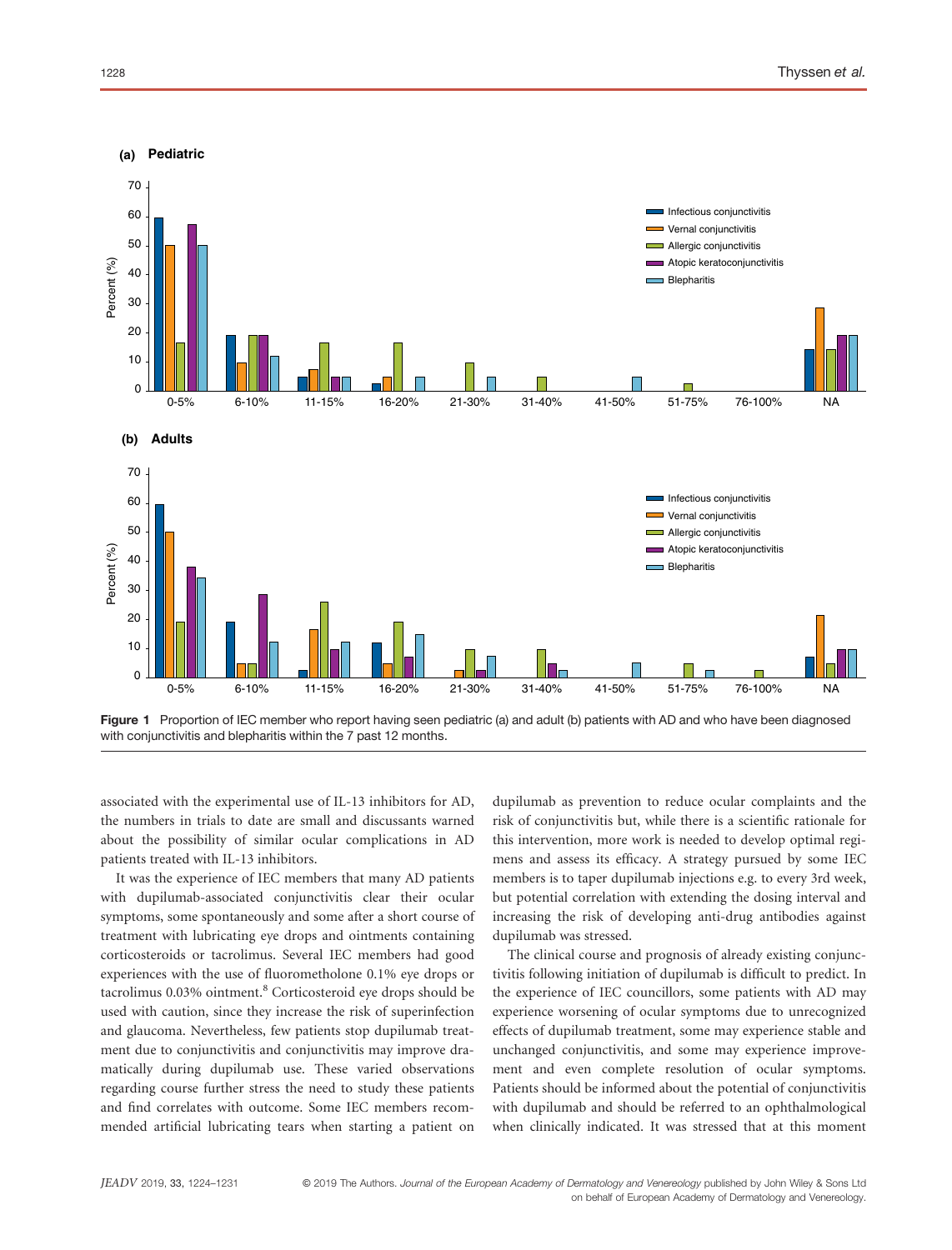**Figure 1** Proportion of IEC member who report having seen pediatric (a) and adult (b) patients with AD and who have been diagnosed with conjunctivitis and blepharitis within the 7 past 12 months.

associated with the experimental use of IL-13 inhibitors for AD, the numbers in trials to date are small and discussants warned about the possibility of similar ocular complications in AD patients treated with IL-13 inhibitors.

It was the experience of IEC members that many AD patients with dupilumab-associated conjunctivitis clear their ocular symptoms, some spontaneously and some after a short course of treatment with lubricating eye drops and ointments containing corticosteroids or tacrolimus. Several IEC members had good experiences with the use of fluorometholone 0.1% eye drops or tacrolimus 0.03% ointment.[8] Corticosteroid eye drops should be used with caution, since they increase the risk of superinfection and glaucoma. Nevertheless, few patients stop dupilumab treatment due to conjunctivitis and conjunctivitis may improve dramatically during dupilumab use. These varied observations regarding course further stress the need to study these patients and find correlates with outcome. Some IEC members recommended artificial lubricating tears when starting a patient on dupilumab as prevention to reduce ocular complaints and the risk of conjunctivitis but, while there is a scientific rationale for this intervention, more work is needed to develop optimal regimens and assess its efficacy. A strategy pursued by some IEC members is to taper dupilumab injections e.g. to every 3rd week, but potential correlation with extending the dosing interval and increasing the risk of developing anti-drug antibodies against dupilumab was stressed.

The clinical course and prognosis of already existing conjunctivitis following initiation of dupilumab is difficult to predict. In the experience of IEC councillors, some patients with AD may experience worsening of ocular symptoms due to unrecognized effects of dupilumab treatment, some may experience stable and unchanged conjunctivitis, and some may experience improvement and even complete resolution of ocular symptoms. Patients should be informed about the potential of conjunctivitis with dupilumab and should be referred to an ophthalmological when clinically indicated. It was stressed that at this moment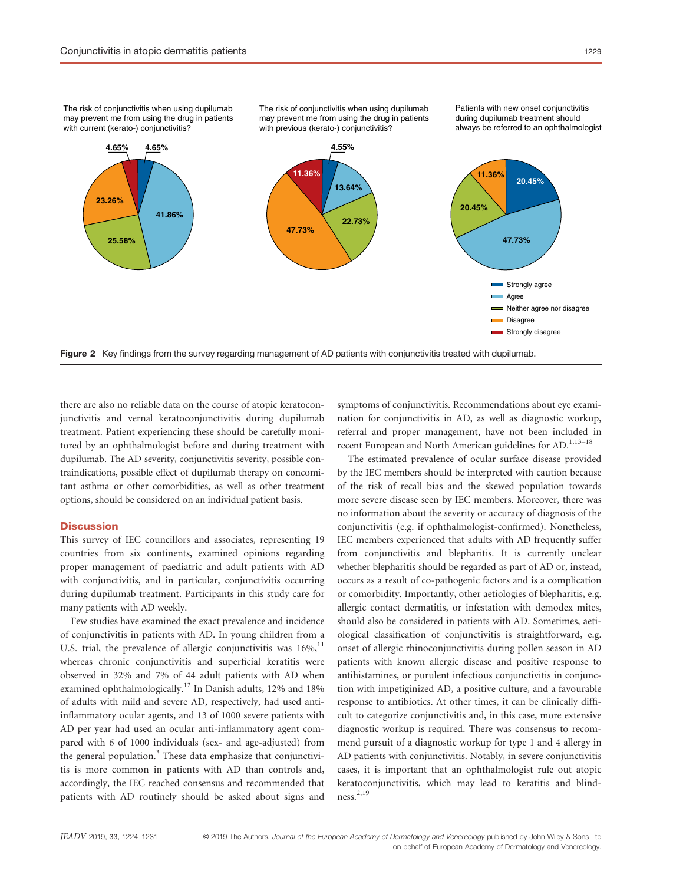The risk of conjunctivitis when using dupilumab may prevent me from using the drug in patients with current (kerato-) conjunctivitis?

The risk of conjunctivitis when using dupilumab may prevent me from using the drug in patients with previous (kerato-) conjunctivitis?

Patients with new onset conjunctivitis during dupilumab treatment should always be referred to an ophthalmologist

| Response | Current (kerato-) conjunctivitis | Previous (kerato-) conjunctivitis | Referral to ophthalmologist |
|---|---|---|---|
| Strongly agree | 4.65% | 4.55% | 20.45% |
| Agree | 41.86% | 13.64% | 47.73% |
| Neither agree nor disagree | 25.58% | 22.73% | 20.45% |
| Disagree | 23.26% | 47.73% | 11.36% |
| Strongly disagree | 4.65% | 11.36% | |

**Figure 2** Key findings from the survey regarding management of AD patients with conjunctivitis treated with dupilumab.

there are also no reliable data on the course of atopic keratoconjunctivitis and vernal keratoconjunctivitis during dupilumab treatment. Patient experiencing these should be carefully monitored by an ophthalmologist before and during treatment with dupilumab. The AD severity, conjunctivitis severity, possible contraindications, possible effect of dupilumab therapy on concomitant asthma or other comorbidities, as well as other treatment options, should be considered on an individual patient basis.

## Discussion

This survey of IEC councillors and associates, representing 19 countries from six continents, examined opinions regarding proper management of paediatric and adult patients with AD with conjunctivitis, and in particular, conjunctivitis occurring during dupilumab treatment. Participants in this study care for many patients with AD weekly.

Few studies have examined the exact prevalence and incidence of conjunctivitis in patients with AD. In young children from a U.S. trial, the prevalence of allergic conjunctivitis was 16%,[11] whereas chronic conjunctivitis and superficial keratitis were observed in 32% and 7% of 44 adult patients with AD when examined ophthalmologically.[12] In Danish adults, 12% and 18% of adults with mild and severe AD, respectively, had used anti-inflammatory ocular agents, and 13 of 1000 severe patients with AD per year had used an ocular anti-inflammatory agent compared with 6 of 1000 individuals (sex- and age-adjusted) from the general population.[3] These data emphasize that conjunctivitis is more common in patients with AD than controls and, accordingly, the IEC reached consensus and recommended that patients with AD routinely should be asked about signs and symptoms of conjunctivitis. Recommendations about eye examination for conjunctivitis in AD, as well as diagnostic workup, referral and proper management, have not been included in recent European and North American guidelines for AD.[1,13–18]

The estimated prevalence of ocular surface disease provided by the IEC members should be interpreted with caution because of the risk of recall bias and the skewed population towards more severe disease seen by IEC members. Moreover, there was no information about the severity or accuracy of diagnosis of the conjunctivitis (e.g. if ophthalmologist-confirmed). Nonetheless, IEC members experienced that adults with AD frequently suffer from conjunctivitis and blepharitis. It is currently unclear whether blepharitis should be regarded as part of AD or, instead, occurs as a result of co-pathogenic factors and is a complication or comorbidity. Importantly, other aetiologies of blepharitis, e.g. allergic contact dermatitis, or infestation with demodex mites, should also be considered in patients with AD. Sometimes, aetiological classification of conjunctivitis is straightforward, e.g. onset of allergic rhinoconjunctivitis during pollen season in AD patients with known allergic disease and positive response to antihistamines, or purulent infectious conjunctivitis in conjunction with impetiginized AD, a positive culture, and a favourable response to antibiotics. At other times, it can be clinically difficult to categorize conjunctivitis and, in this case, more extensive diagnostic workup is required. There was consensus to recommend pursuit of a diagnostic workup for type 1 and 4 allergy in AD patients with conjunctivitis. Notably, in severe conjunctivitis cases, it is important that an ophthalmologist rule out atopic keratoconjunctivitis, which may lead to keratitis and blindness.[2,19]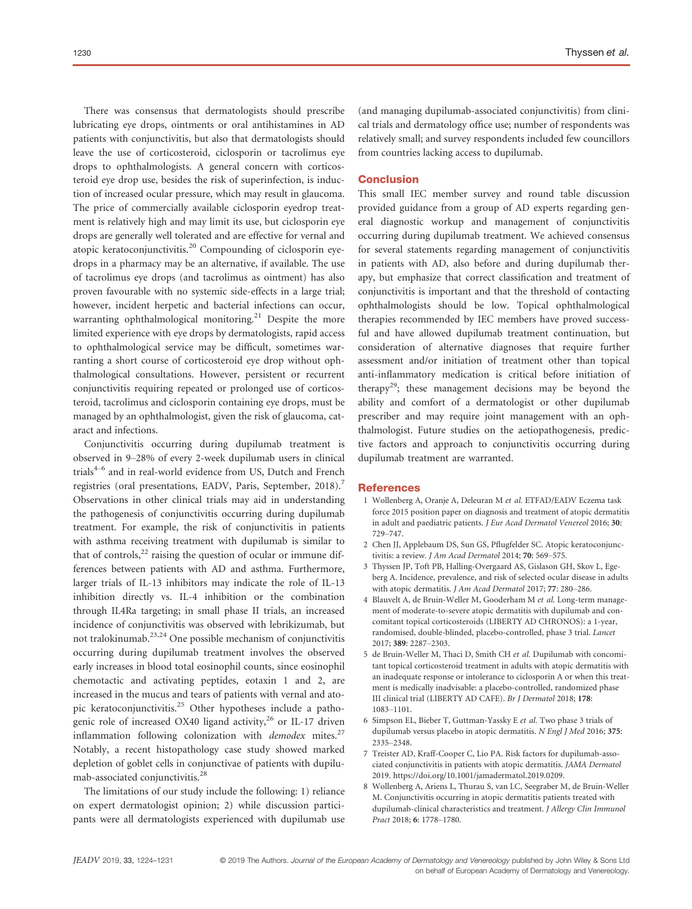There was consensus that dermatologists should prescribe lubricating eye drops, ointments or oral antihistamines in AD patients with conjunctivitis, but also that dermatologists should leave the use of corticosteroid, ciclosporin or tacrolimus eye drops to ophthalmologists. A general concern with corticosteroid eye drop use, besides the risk of superinfection, is induction of increased ocular pressure, which may result in glaucoma. The price of commercially available ciclosporin eyedrop treatment is relatively high and may limit its use, but ciclosporin eye drops are generally well tolerated and are effective for vernal and atopic keratoconjunctivitis.[20] Compounding of ciclosporin eyedrops in a pharmacy may be an alternative, if available. The use of tacrolimus eye drops (and tacrolimus as ointment) has also proven favourable with no systemic side-effects in a large trial; however, incident herpetic and bacterial infections can occur, warranting ophthalmological monitoring.[21] Despite the more limited experience with eye drops by dermatologists, rapid access to ophthalmological service may be difficult, sometimes warranting a short course of corticosteroid eye drop without ophthalmological consultations. However, persistent or recurrent conjunctivitis requiring repeated or prolonged use of corticosteroid, tacrolimus and ciclosporin containing eye drops, must be managed by an ophthalmologist, given the risk of glaucoma, cataract and infections.

Conjunctivitis occurring during dupilumab treatment is observed in 9–28% of every 2-week dupilumab users in clinical trials[4–6] and in real-world evidence from US, Dutch and French registries (oral presentations, EADV, Paris, September, 2018).[7] Observations in other clinical trials may aid in understanding the pathogenesis of conjunctivitis occurring during dupilumab treatment. For example, the risk of conjunctivitis in patients with asthma receiving treatment with dupilumab is similar to that of controls,[22] raising the question of ocular or immune differences between patients with AD and asthma. Furthermore, larger trials of IL-13 inhibitors may indicate the role of IL-13 inhibition directly vs. IL-4 inhibition or the combination through IL4Ra targeting; in small phase II trials, an increased incidence of conjunctivitis was observed with lebrikizumab, but not tralokinumab.[23,24] One possible mechanism of conjunctivitis occurring during dupilumab treatment involves the observed early increases in blood total eosinophil counts, since eosinophil chemotactic and activating peptides, eotaxin 1 and 2, are increased in the mucus and tears of patients with vernal and atopic keratoconjunctivitis.[25] Other hypotheses include a pathogenic role of increased OX40 ligand activity,[26] or IL-17 driven inflammation following colonization with *demodex* mites.[27] Notably, a recent histopathology case study showed marked depletion of goblet cells in conjunctivae of patients with dupilumab-associated conjunctivitis.[28]

The limitations of our study include the following: 1) reliance on expert dermatologist opinion; 2) while discussion participants were all dermatologists experienced with dupilumab use (and managing dupilumab-associated conjunctivitis) from clinical trials and dermatology office use; number of respondents was relatively small; and survey respondents included few councillors from countries lacking access to dupilumab.

## Conclusion

This small IEC member survey and round table discussion provided guidance from a group of AD experts regarding general diagnostic workup and management of conjunctivitis occurring during dupilumab treatment. We achieved consensus for several statements regarding management of conjunctivitis in patients with AD, also before and during dupilumab therapy, but emphasize that correct classification and treatment of conjunctivitis is important and that the threshold of contacting ophthalmologists should be low. Topical ophthalmological therapies recommended by IEC members have proved successful and have allowed dupilumab treatment continuation, but consideration of alternative diagnoses that require further assessment and/or initiation of treatment other than topical anti-inflammatory medication is critical before initiation of therapy[29]; these management decisions may be beyond the ability and comfort of a dermatologist or other dupilumab prescriber and may require joint management with an ophthalmologist. Future studies on the aetiopathogenesis, predictive factors and approach to conjunctivitis occurring during dupilumab treatment are warranted.

## References

1 Wollenberg A, Oranje A, Deleuran M *et al.* ETFAD/EADV Eczema task force 2015 position paper on diagnosis and treatment of atopic dermatitis in adult and paediatric patients. *J Eur Acad Dermatol Venereol* 2016; **30**: 729–747.

2 Chen JJ, Applebaum DS, Sun GS, Pflugfelder SC. Atopic keratoconjunctivitis: a review. *J Am Acad Dermatol* 2014; **70**: 569–575.

3 Thyssen JP, Toft PB, Halling-Overgaard AS, Gislason GH, Skov L, Egeberg A. Incidence, prevalence, and risk of selected ocular disease in adults with atopic dermatitis. *J Am Acad Dermatol* 2017; **77**: 280–286.

4 Blauvelt A, de Bruin-Weller M, Gooderham M *et al.* Long-term management of moderate-to-severe atopic dermatitis with dupilumab and concomitant topical corticosteroids (LIBERTY AD CHRONOS): a 1-year, randomised, double-blinded, placebo-controlled, phase 3 trial. *Lancet* 2017; **389**: 2287–2303.

5 de Bruin-Weller M, Thaci D, Smith CH *et al.* Dupilumab with concomitant topical corticosteroid treatment in adults with atopic dermatitis with an inadequate response or intolerance to ciclosporin A or when this treatment is medically inadvisable: a placebo-controlled, randomized phase III clinical trial (LIBERTY AD CAFE). *Br J Dermatol* 2018; **178**: 1083–1101.

6 Simpson EL, Bieber T, Guttman-Yassky E *et al.* Two phase 3 trials of dupilumab versus placebo in atopic dermatitis. *N Engl J Med* 2016; **375**: 2335–2348.

7 Treister AD, Kraff-Cooper C, Lio PA. Risk factors for dupilumab-associated conjunctivitis in patients with atopic dermatitis. *JAMA Dermatol* 2019. https://doi.org/10.1001/jamadermatol.2019.0209.

8 Wollenberg A, Ariens L, Thurau S, van LC, Seegraber M, de Bruin-Weller M. Conjunctivitis occurring in atopic dermatitis patients treated with dupilumab-clinical characteristics and treatment. *J Allergy Clin Immunol Pract* 2018; **6**: 1778–1780.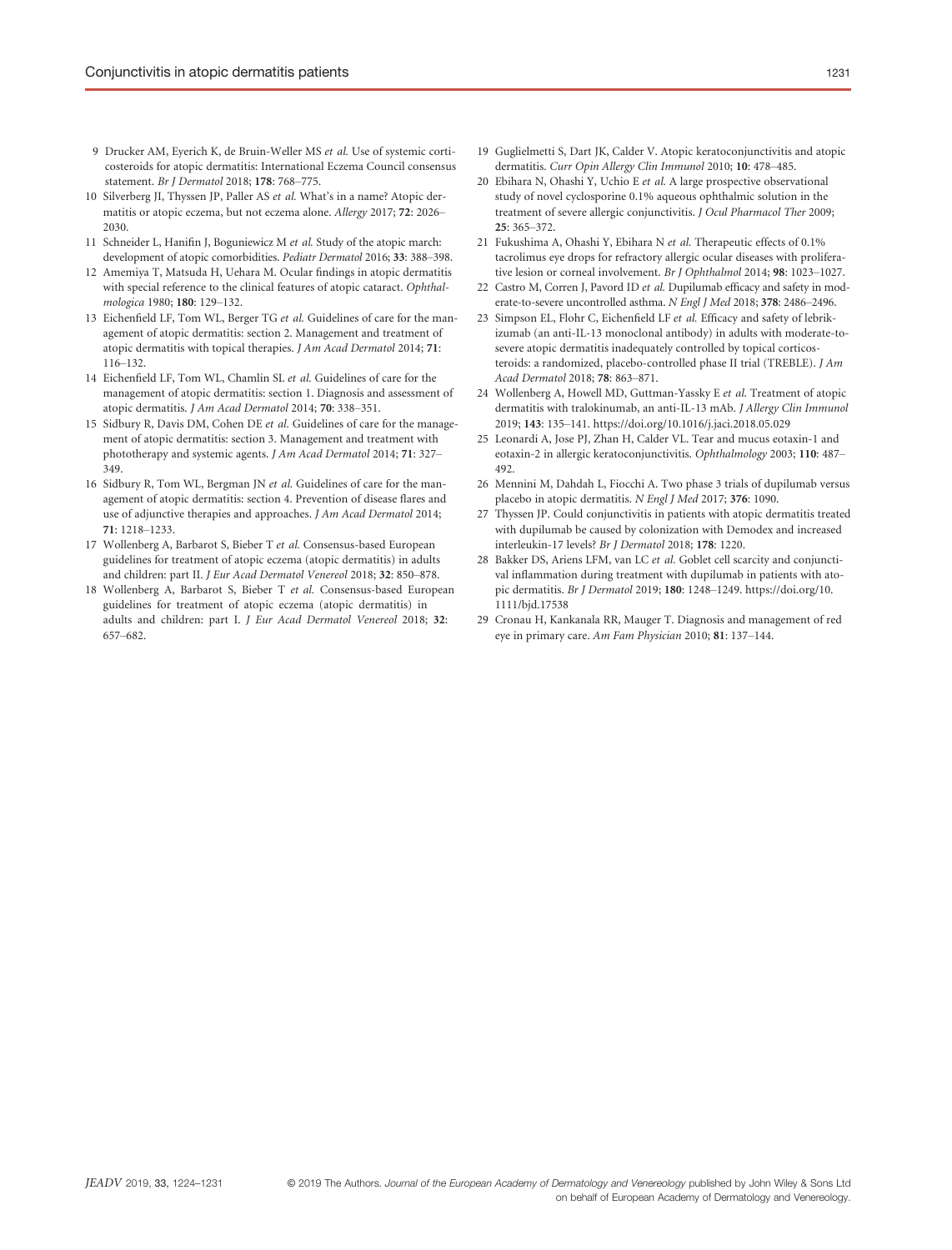9 Drucker AM, Eyerich K, de Bruin-Weller MS *et al.* Use of systemic corticosteroids for atopic dermatitis: International Eczema Council consensus statement. *Br J Dermatol* 2018; **178**: 768–775.

10 Silverberg JI, Thyssen JP, Paller AS *et al.* What's in a name? Atopic dermatitis or atopic eczema, but not eczema alone. *Allergy* 2017; **72**: 2026–2030.

11 Schneider L, Hanifin J, Boguniewicz M *et al.* Study of the atopic march: development of atopic comorbidities. *Pediatr Dermatol* 2016; **33**: 388–398.

12 Amemiya T, Matsuda H, Uehara M. Ocular findings in atopic dermatitis with special reference to the clinical features of atopic cataract. *Ophthalmologica* 1980; **180**: 129–132.

13 Eichenfield LF, Tom WL, Berger TG *et al.* Guidelines of care for the management of atopic dermatitis: section 2. Management and treatment of atopic dermatitis with topical therapies. *J Am Acad Dermatol* 2014; **71**: 116–132.

14 Eichenfield LF, Tom WL, Chamlin SL *et al.* Guidelines of care for the management of atopic dermatitis: section 1. Diagnosis and assessment of atopic dermatitis. *J Am Acad Dermatol* 2014; **70**: 338–351.

15 Sidbury R, Davis DM, Cohen DE *et al.* Guidelines of care for the management of atopic dermatitis: section 3. Management and treatment with phototherapy and systemic agents. *J Am Acad Dermatol* 2014; **71**: 327–349.

16 Sidbury R, Tom WL, Bergman JN *et al.* Guidelines of care for the management of atopic dermatitis: section 4. Prevention of disease flares and use of adjunctive therapies and approaches. *J Am Acad Dermatol* 2014; **71**: 1218–1233.

17 Wollenberg A, Barbarot S, Bieber T *et al.* Consensus-based European guidelines for treatment of atopic eczema (atopic dermatitis) in adults and children: part II. *J Eur Acad Dermatol Venereol* 2018; **32**: 850–878.

18 Wollenberg A, Barbarot S, Bieber T *et al.* Consensus-based European guidelines for treatment of atopic eczema (atopic dermatitis) in adults and children: part I. *J Eur Acad Dermatol Venereol* 2018; **32**: 657–682.

19 Guglielmetti S, Dart JK, Calder V. Atopic keratoconjunctivitis and atopic dermatitis. *Curr Opin Allergy Clin Immunol* 2010; **10**: 478–485.

20 Ebihara N, Ohashi Y, Uchio E *et al.* A large prospective observational study of novel cyclosporine 0.1% aqueous ophthalmic solution in the treatment of severe allergic conjunctivitis. *J Ocul Pharmacol Ther* 2009; **25**: 365–372.

21 Fukushima A, Ohashi Y, Ebihara N *et al.* Therapeutic effects of 0.1% tacrolimus eye drops for refractory allergic ocular diseases with proliferative lesion or corneal involvement. *Br J Ophthalmol* 2014; **98**: 1023–1027.

22 Castro M, Corren J, Pavord ID *et al.* Dupilumab efficacy and safety in moderate-to-severe uncontrolled asthma. *N Engl J Med* 2018; **378**: 2486–2496.

23 Simpson EL, Flohr C, Eichenfield LF *et al.* Efficacy and safety of lebrikizumab (an anti-IL-13 monoclonal antibody) in adults with moderate-to-severe atopic dermatitis inadequately controlled by topical corticosteroids: a randomized, placebo-controlled phase II trial (TREBLE). *J Am Acad Dermatol* 2018; **78**: 863–871.

24 Wollenberg A, Howell MD, Guttman-Yassky E *et al.* Treatment of atopic dermatitis with tralokinumab, an anti-IL-13 mAb. *J Allergy Clin Immunol* 2019; **143**: 135–141. https://doi.org/10.1016/j.jaci.2018.05.029

25 Leonardi A, Jose PJ, Zhan H, Calder VL. Tear and mucus eotaxin-1 and eotaxin-2 in allergic keratoconjunctivitis. *Ophthalmology* 2003; **110**: 487–492.

26 Mennini M, Dahdah L, Fiocchi A. Two phase 3 trials of dupilumab versus placebo in atopic dermatitis. *N Engl J Med* 2017; **376**: 1090.

27 Thyssen JP. Could conjunctivitis in patients with atopic dermatitis treated with dupilumab be caused by colonization with Demodex and increased interleukin-17 levels? *Br J Dermatol* 2018; **178**: 1220.

28 Bakker DS, Ariens LFM, van LC *et al.* Goblet cell scarcity and conjunctival inflammation during treatment with dupilumab in patients with atopic dermatitis. *Br J Dermatol* 2019; **180**: 1248–1249. https://doi.org/10.1111/bjd.17538

29 Cronau H, Kankanala RR, Mauger T. Diagnosis and management of red eye in primary care. *Am Fam Physician* 2010; **81**: 137–144.